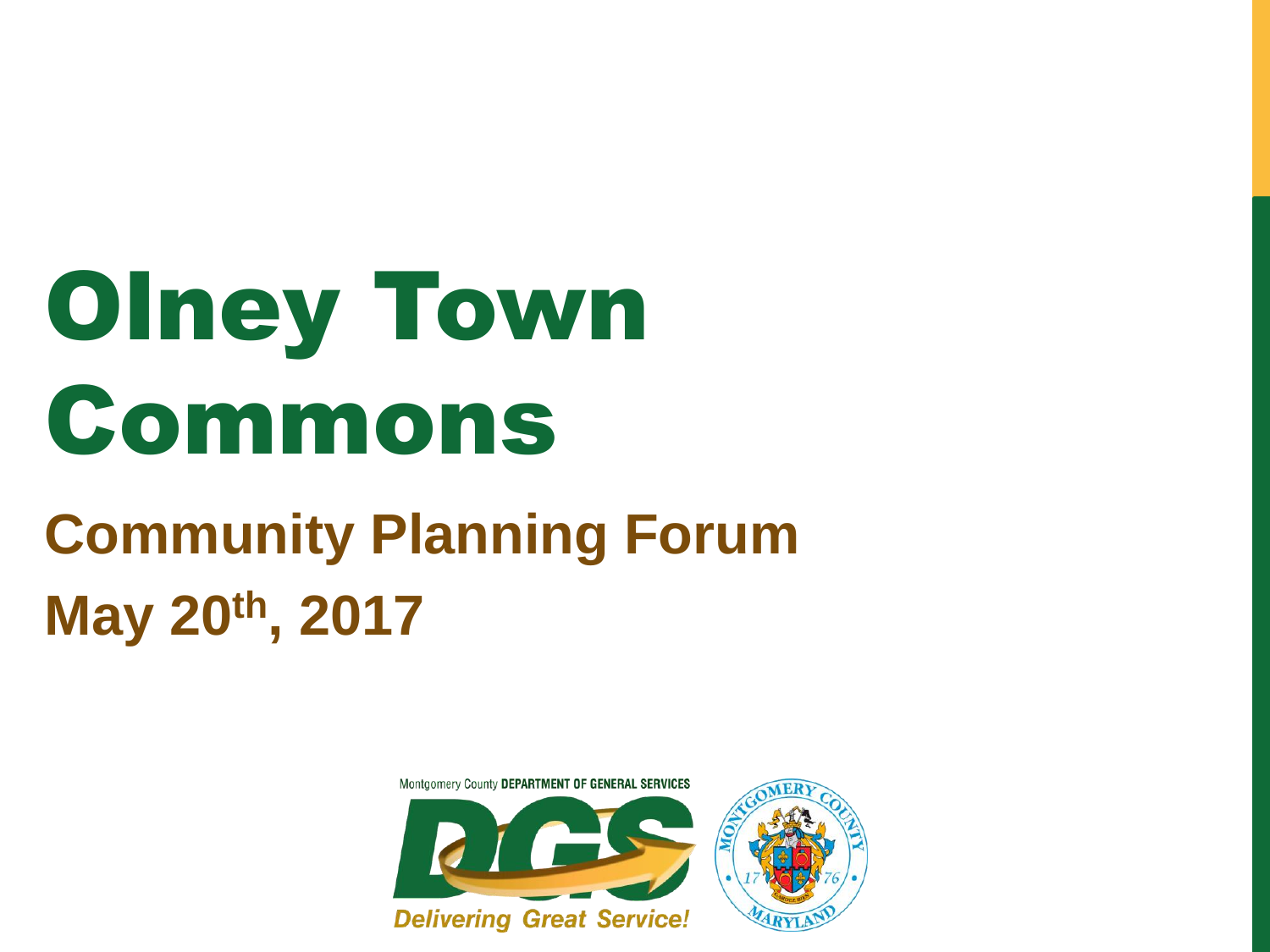# Olney Town Commons

## Community Planning Forum

## May 20th, 2017

Montgomery County DEPARTMENT OF GENERAL SERVICES

Delivering Great Service!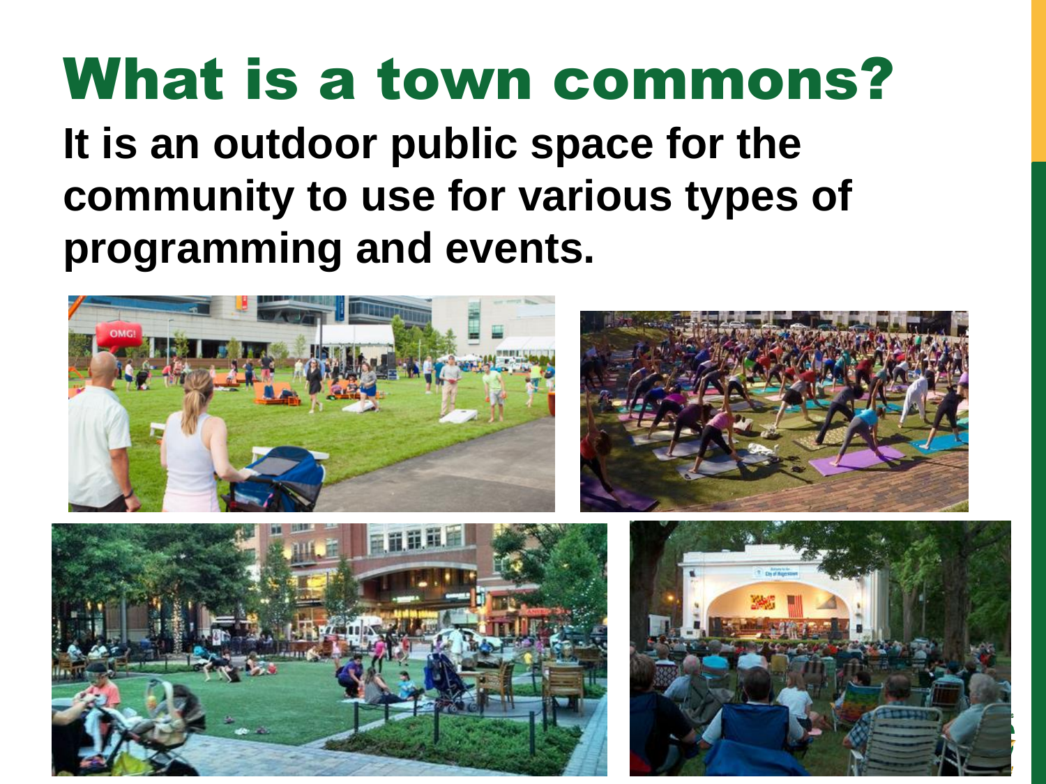# What is a town commons?

**It is an outdoor public space for the community to use for various types of programming and events.**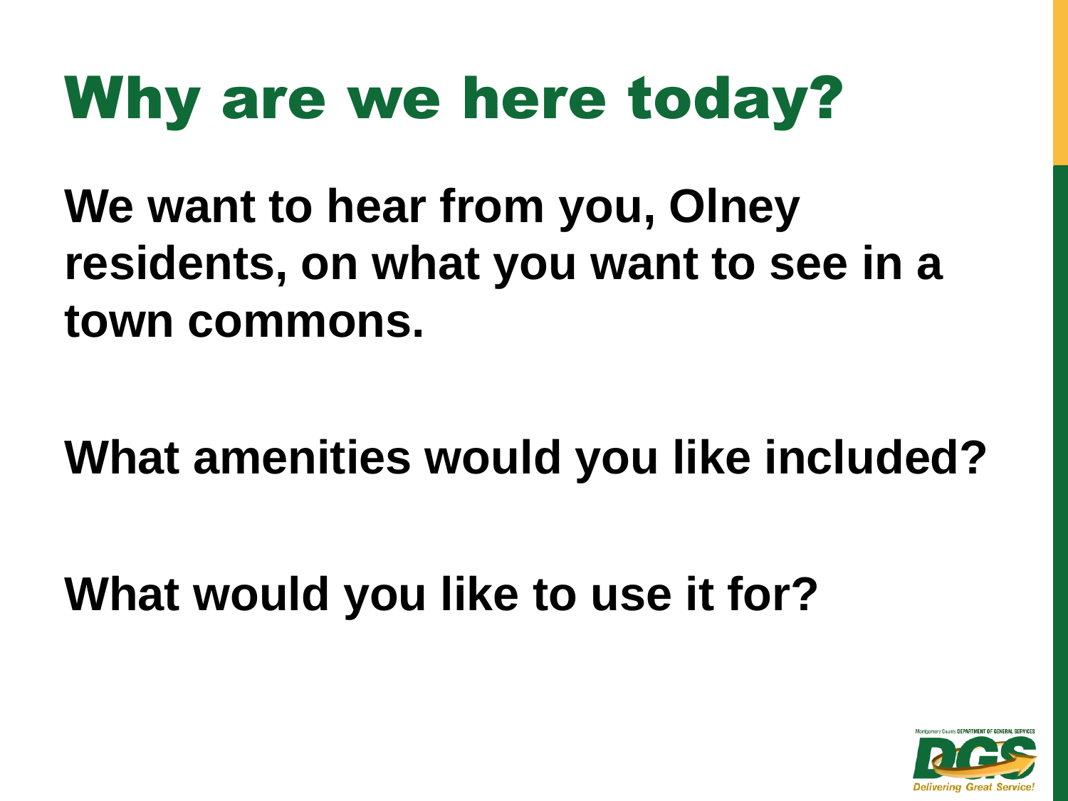# Why are we here today?

**We want to hear from you, Olney residents, on what you want to see in a town commons.**

**What amenities would you like included?**

**What would you like to use it for?**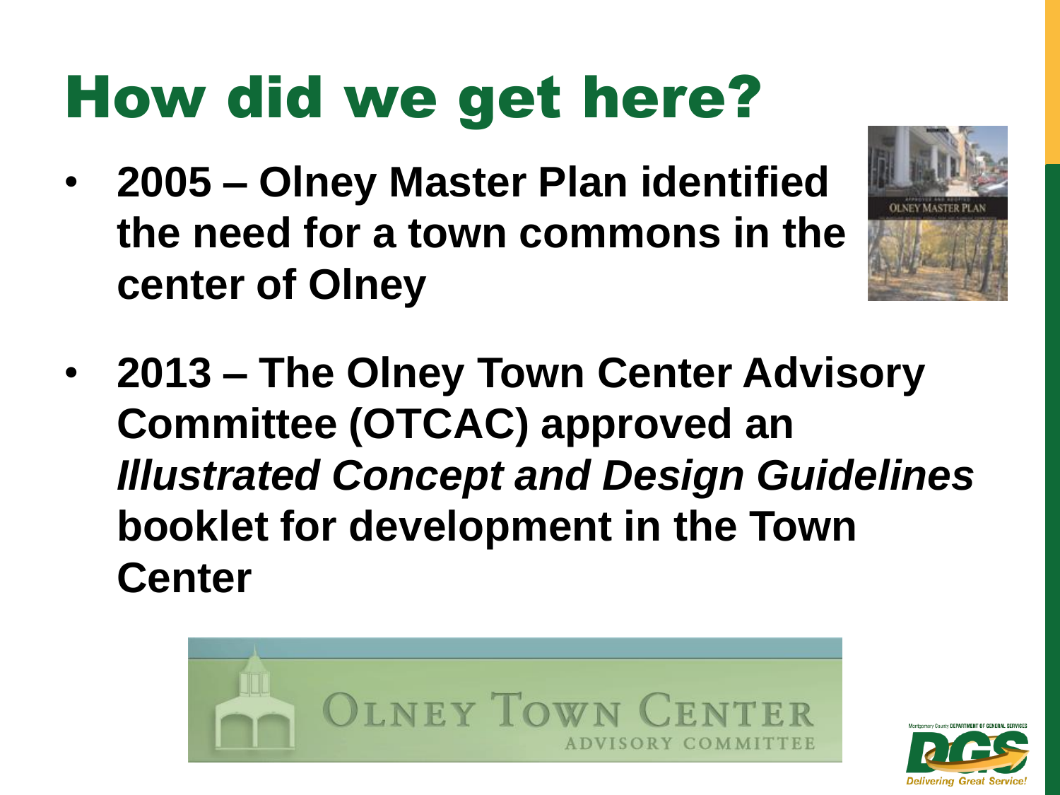# How did we get here?

- **2005 – Olney Master Plan identified the need for a town commons in the center of Olney**

- **2013 – The Olney Town Center Advisory Committee (OTCAC) approved an *Illustrated Concept and Design Guidelines* booklet for development in the Town Center**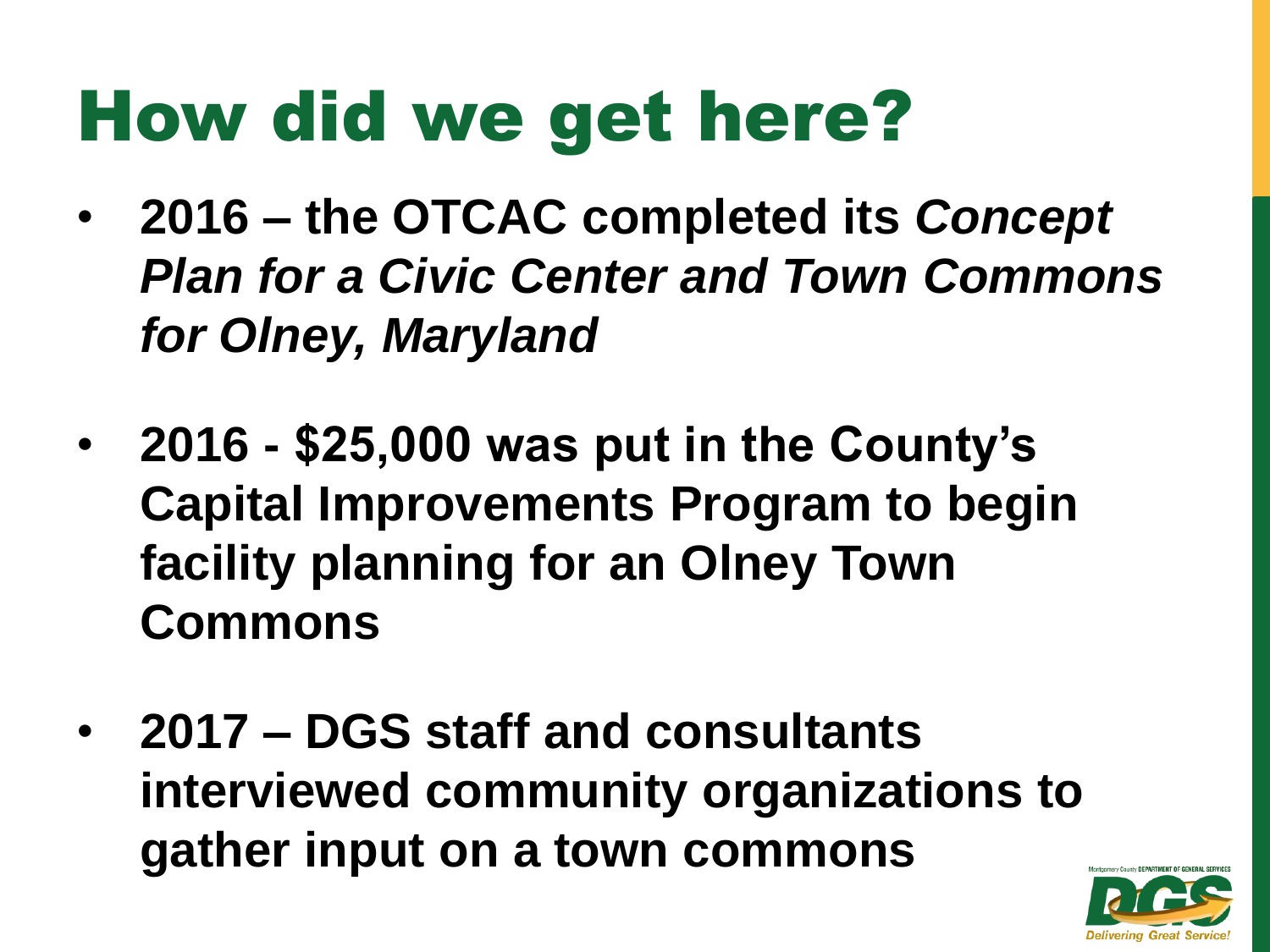# How did we get here?

- **2016 – the OTCAC completed its *Concept Plan for a Civic Center and Town Commons for Olney, Maryland***
- **2016 - $25,000 was put in the County's Capital Improvements Program to begin facility planning for an Olney Town Commons**
- **2017 – DGS staff and consultants interviewed community organizations to gather input on a town commons**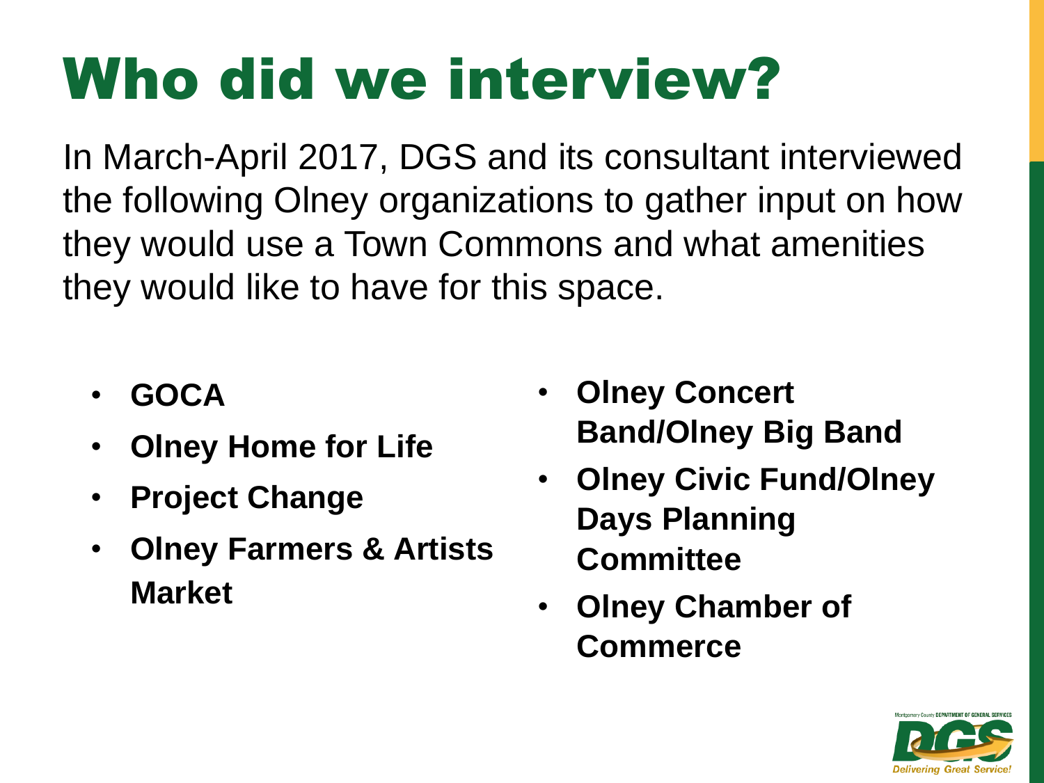# Who did we interview?

In March-April 2017, DGS and its consultant interviewed the following Olney organizations to gather input on how they would use a Town Commons and what amenities they would like to have for this space.

- **GOCA**
- **Olney Home for Life**
- **Project Change**
- **Olney Farmers & Artists Market**
- **Olney Concert Band/Olney Big Band**
- **Olney Civic Fund/Olney Days Planning Committee**
- **Olney Chamber of Commerce**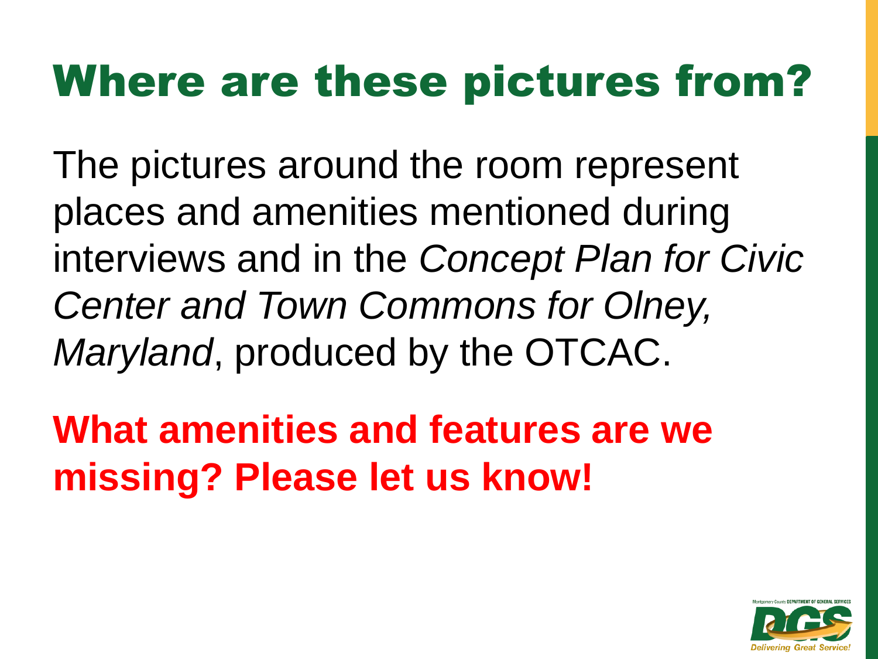# Where are these pictures from?

The pictures around the room represent places and amenities mentioned during interviews and in the *Concept Plan for Civic Center and Town Commons for Olney, Maryland*, produced by the OTCAC.

**What amenities and features are we missing? Please let us know!**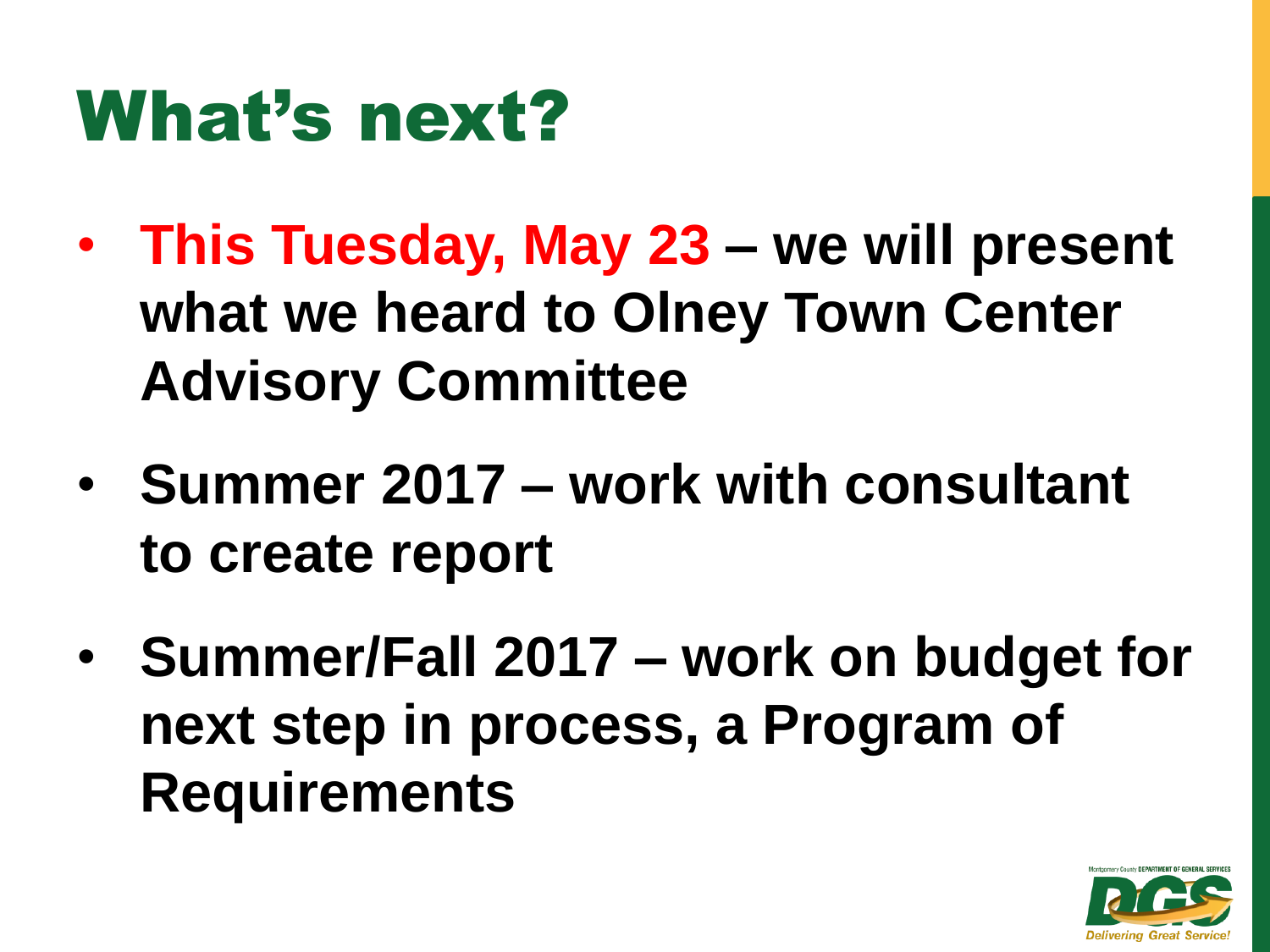# What's next?

- **This Tuesday, May 23 – we will present what we heard to Olney Town Center Advisory Committee**
- **Summer 2017 – work with consultant to create report**
- **Summer/Fall 2017 – work on budget for next step in process, a Program of Requirements**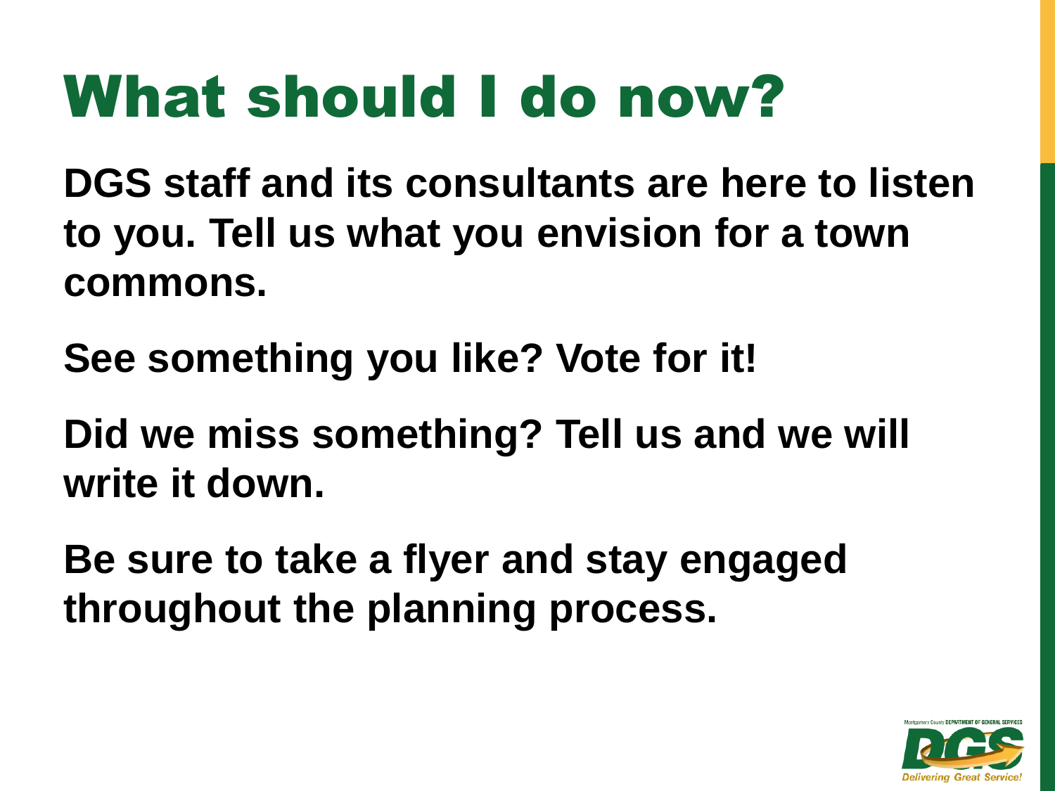# What should I do now?

**DGS staff and its consultants are here to listen to you. Tell us what you envision for a town commons.**

**See something you like? Vote for it!**

**Did we miss something? Tell us and we will write it down.**

**Be sure to take a flyer and stay engaged throughout the planning process.**

Montgomery County DEPARTMENT OF GENERAL SERVICES

DGS

*Delivering Great Service!*